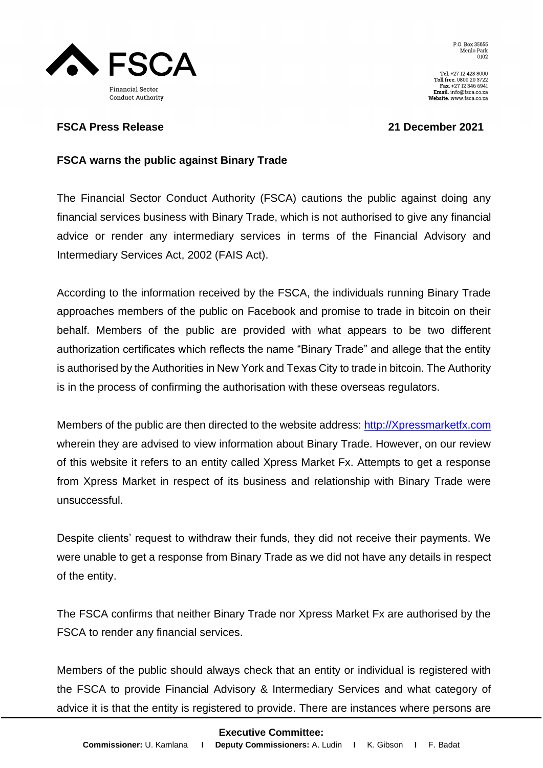FSCA

Financial Sector Conduct Authority

P.O. Box 35655
Menlo Park
0102

**Tel.** +27 12 428 8000
**Toll free.** 0800 20 3722
**Fax.** +27 12 346 6941
**Email.** info@fsca.co.za
**Website.** www.fsca.co.za

**FSCA Press Release** **21 December 2021**

**FSCA warns the public against Binary Trade**

The Financial Sector Conduct Authority (FSCA) cautions the public against doing any financial services business with Binary Trade, which is not authorised to give any financial advice or render any intermediary services in terms of the Financial Advisory and Intermediary Services Act, 2002 (FAIS Act).

According to the information received by the FSCA, the individuals running Binary Trade approaches members of the public on Facebook and promise to trade in bitcoin on their behalf. Members of the public are provided with what appears to be two different authorization certificates which reflects the name "Binary Trade" and allege that the entity is authorised by the Authorities in New York and Texas City to trade in bitcoin. The Authority is in the process of confirming the authorisation with these overseas regulators.

Members of the public are then directed to the website address: [http://Xpressmarketfx.com](http://Xpressmarketfx.com) wherein they are advised to view information about Binary Trade. However, on our review of this website it refers to an entity called Xpress Market Fx. Attempts to get a response from Xpress Market in respect of its business and relationship with Binary Trade were unsuccessful.

Despite clients' request to withdraw their funds, they did not receive their payments. We were unable to get a response from Binary Trade as we did not have any details in respect of the entity.

The FSCA confirms that neither Binary Trade nor Xpress Market Fx are authorised by the FSCA to render any financial services.

Members of the public should always check that an entity or individual is registered with the FSCA to provide Financial Advisory & Intermediary Services and what category of advice it is that the entity is registered to provide. There are instances where persons are

**Executive Committee:**
**Commissioner:** U. Kamlana | **Deputy Commissioners:** A. Ludin | K. Gibson | F. Badat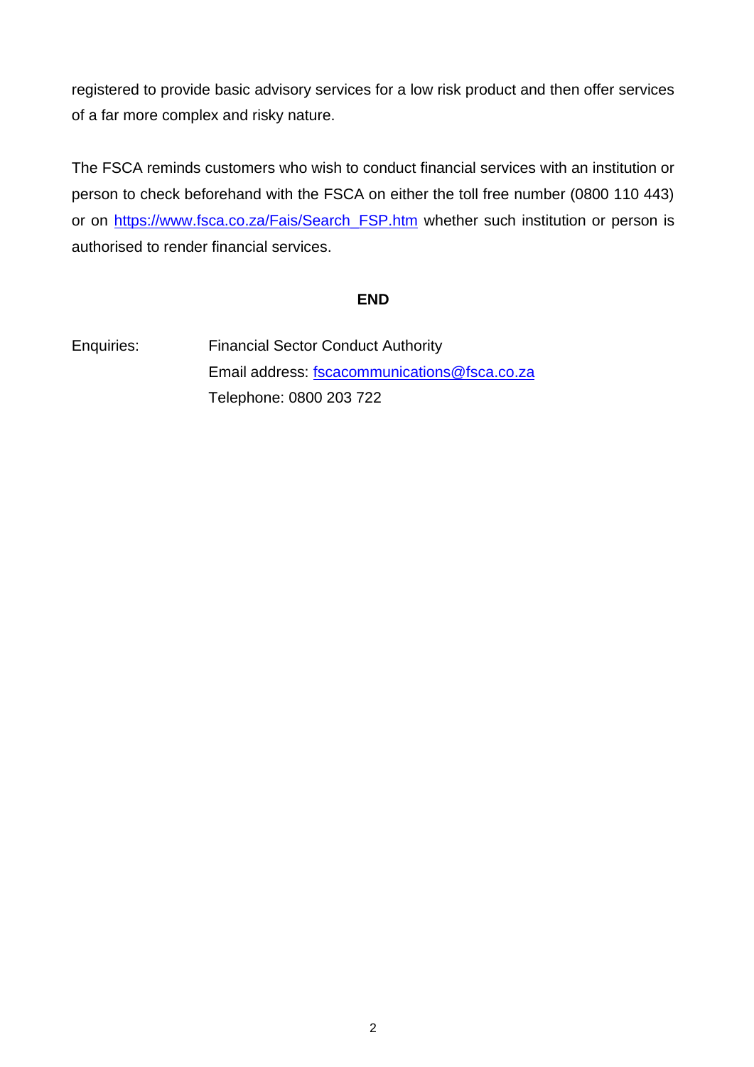registered to provide basic advisory services for a low risk product and then offer services of a far more complex and risky nature.

The FSCA reminds customers who wish to conduct financial services with an institution or person to check beforehand with the FSCA on either the toll free number (0800 110 443) or on https://www.fsca.co.za/Fais/Search_FSP.htm whether such institution or person is authorised to render financial services.

**END**

Enquiries: Financial Sector Conduct Authority
Email address: fscacommunications@fsca.co.za
Telephone: 0800 203 722